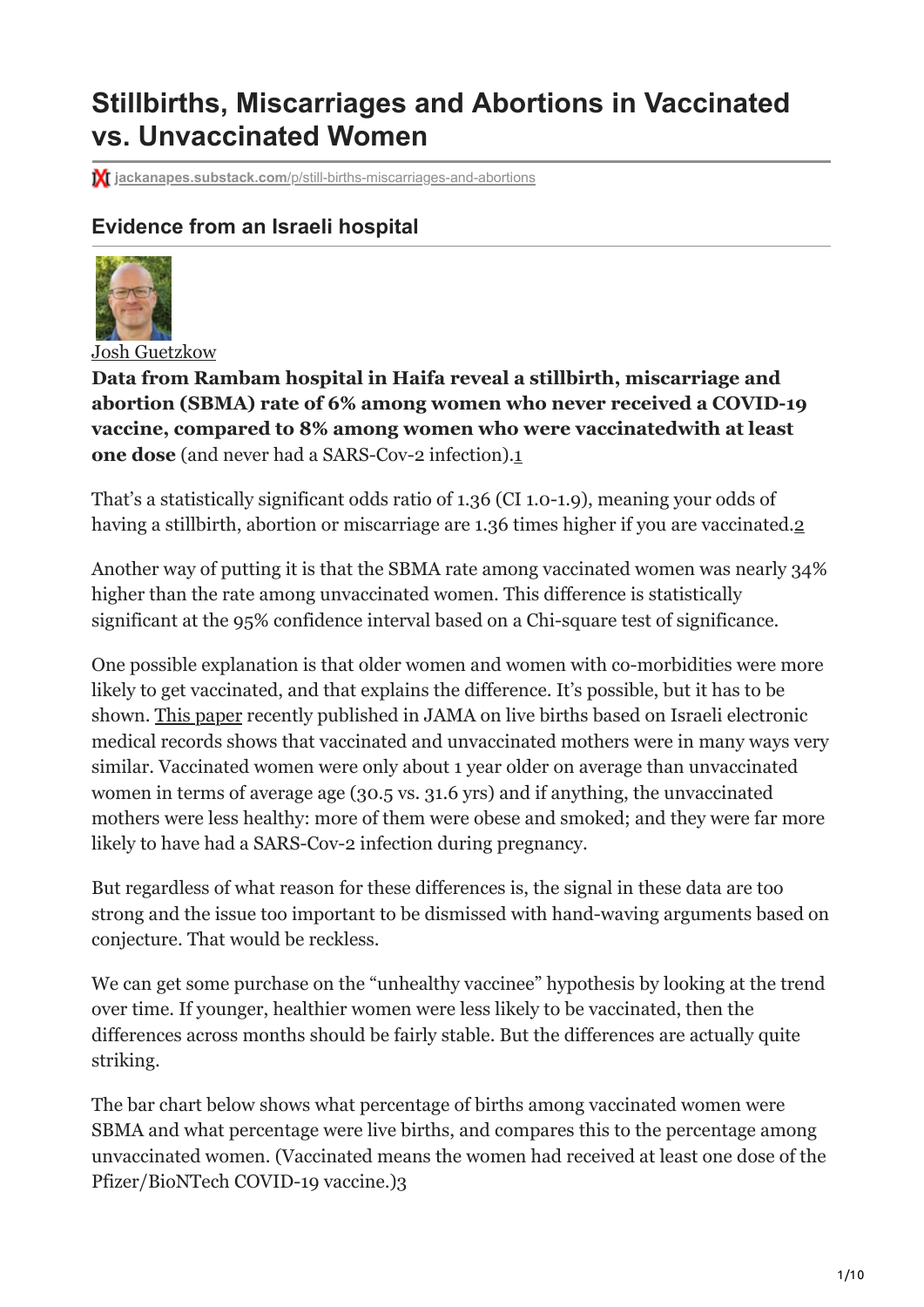# Stillbirths, Miscarriages and Abortions in Vaccinated vs. Unvaccinated Women

jackanapes.substack.com/p/still-births-miscarriages-and-abortions

## Evidence from an Israeli hospital

Josh Guetzkow

**Data from Rambam hospital in Haifa reveal a stillbirth, miscarriage and abortion (SBMA) rate of 6% among women who never received a COVID-19 vaccine, compared to 8% among women who were vaccinatedwith at least one dose** (and never had a SARS-Cov-2 infection).[1]

That's a statistically significant odds ratio of 1.36 (CI 1.0-1.9), meaning your odds of having a stillbirth, abortion or miscarriage are 1.36 times higher if you are vaccinated.[2]

Another way of putting it is that the SBMA rate among vaccinated women was nearly 34% higher than the rate among unvaccinated women. This difference is statistically significant at the 95% confidence interval based on a Chi-square test of significance.

One possible explanation is that older women and women with co-morbidities were more likely to get vaccinated, and that explains the difference. It's possible, but it has to be shown. This paper recently published in JAMA on live births based on Israeli electronic medical records shows that vaccinated and unvaccinated mothers were in many ways very similar. Vaccinated women were only about 1 year older on average than unvaccinated women in terms of average age (30.5 vs. 31.6 yrs) and if anything, the unvaccinated mothers were less healthy: more of them were obese and smoked; and they were far more likely to have had a SARS-Cov-2 infection during pregnancy.

But regardless of what reason for these differences is, the signal in these data are too strong and the issue too important to be dismissed with hand-waving arguments based on conjecture. That would be reckless.

We can get some purchase on the "unhealthy vaccinee" hypothesis by looking at the trend over time. If younger, healthier women were less likely to be vaccinated, then the differences across months should be fairly stable. But the differences are actually quite striking.

The bar chart below shows what percentage of births among vaccinated women were SBMA and what percentage were live births, and compares this to the percentage among unvaccinated women. (Vaccinated means the women had received at least one dose of the Pfizer/BioNTech COVID-19 vaccine.)[3]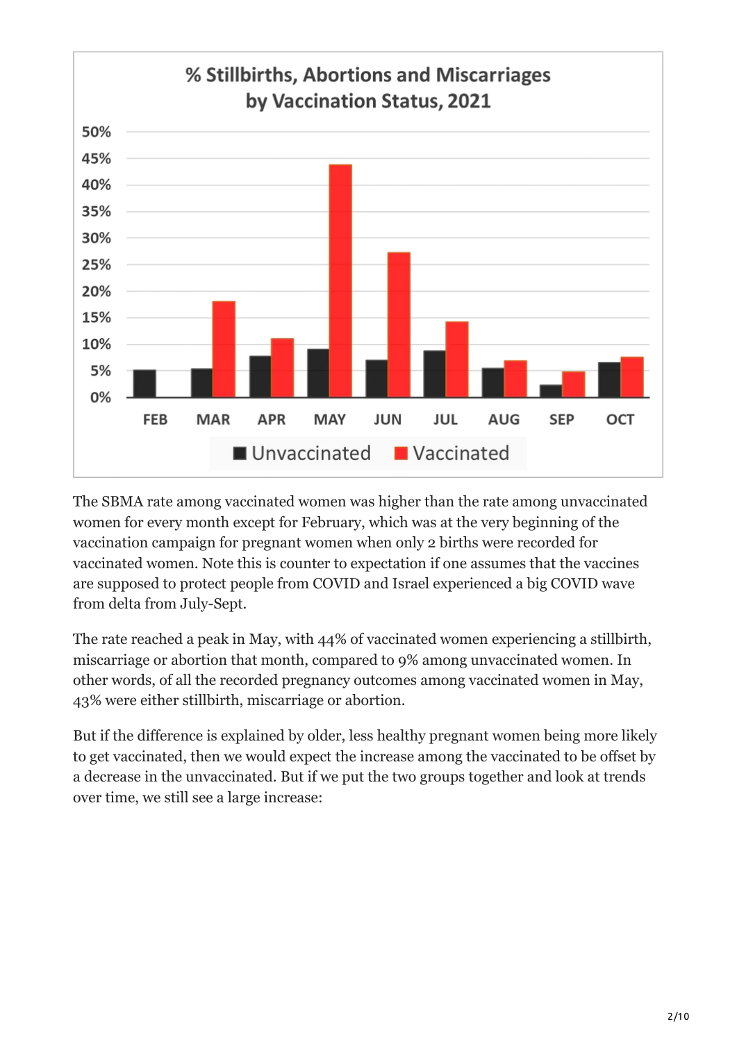**% Stillbirths, Abortions and Miscarriages by Vaccination Status, 2021**

The SBMA rate among vaccinated women was higher than the rate among unvaccinated women for every month except for February, which was at the very beginning of the vaccination campaign for pregnant women when only 2 births were recorded for vaccinated women. Note this is counter to expectation if one assumes that the vaccines are supposed to protect people from COVID and Israel experienced a big COVID wave from delta from July-Sept.

The rate reached a peak in May, with 44% of vaccinated women experiencing a stillbirth, miscarriage or abortion that month, compared to 9% among unvaccinated women. In other words, of all the recorded pregnancy outcomes among vaccinated women in May, 43% were either stillbirth, miscarriage or abortion.

But if the difference is explained by older, less healthy pregnant women being more likely to get vaccinated, then we would expect the increase among the vaccinated to be offset by a decrease in the unvaccinated. But if we put the two groups together and look at trends over time, we still see a large increase: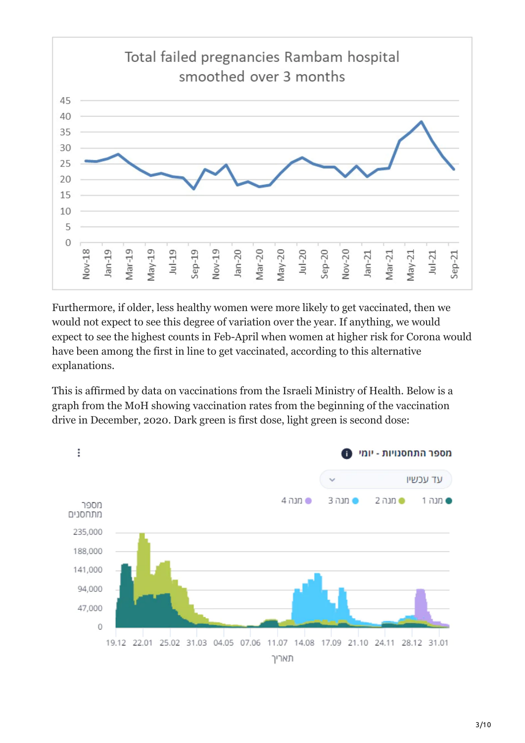Furthermore, if older, less healthy women were more likely to get vaccinated, then we would not expect to see this degree of variation over the year. If anything, we would expect to see the highest counts in Feb-April when women at higher risk for Corona would have been among the first in line to get vaccinated, according to this alternative explanations.

This is affirmed by data on vaccinations from the Israeli Ministry of Health. Below is a graph from the MoH showing vaccination rates from the beginning of the vaccination drive in December, 2020. Dark green is first dose, light green is second dose: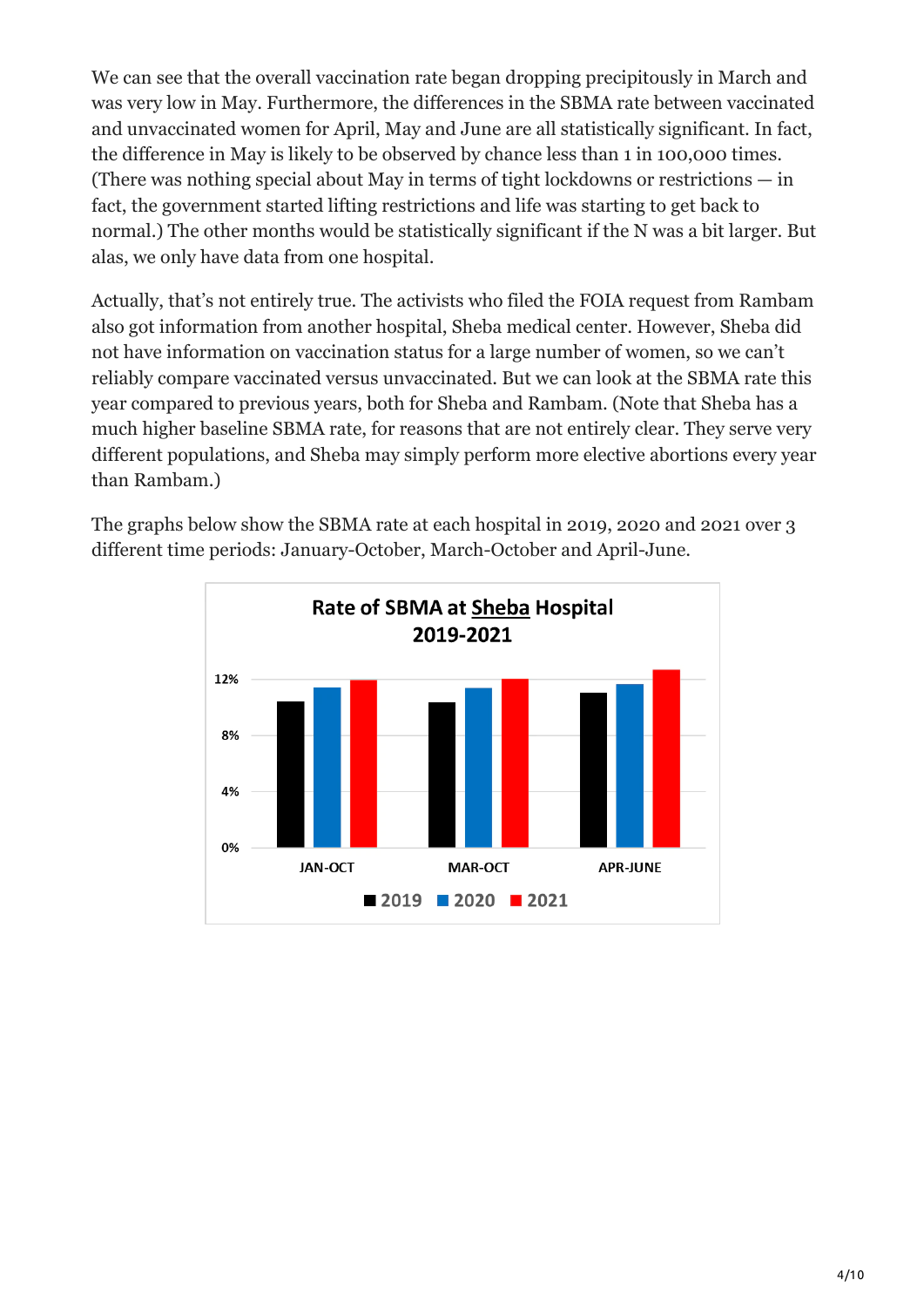We can see that the overall vaccination rate began dropping precipitously in March and was very low in May. Furthermore, the differences in the SBMA rate between vaccinated and unvaccinated women for April, May and June are all statistically significant. In fact, the difference in May is likely to be observed by chance less than 1 in 100,000 times. (There was nothing special about May in terms of tight lockdowns or restrictions — in fact, the government started lifting restrictions and life was starting to get back to normal.) The other months would be statistically significant if the N was a bit larger. But alas, we only have data from one hospital.

Actually, that's not entirely true. The activists who filed the FOIA request from Rambam also got information from another hospital, Sheba medical center. However, Sheba did not have information on vaccination status for a large number of women, so we can't reliably compare vaccinated versus unvaccinated. But we can look at the SBMA rate this year compared to previous years, both for Sheba and Rambam. (Note that Sheba has a much higher baseline SBMA rate, for reasons that are not entirely clear. They serve very different populations, and Sheba may simply perform more elective abortions every year than Rambam.)

The graphs below show the SBMA rate at each hospital in 2019, 2020 and 2021 over 3 different time periods: January-October, March-October and April-June.

**Rate of SBMA at Sheba Hospital 2019-2021**

(Bar chart; y-axis: 0%, 4%, 8%, 12%; groups: JAN-OCT, MAR-OCT, APR-JUNE; legend: 2019, 2020, 2021)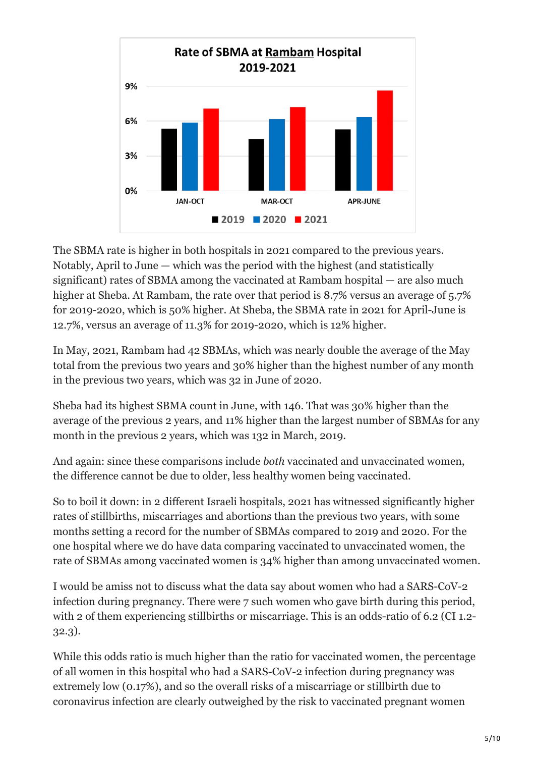Rate of SBMA at Rambam Hospital 2019-2021

The SBMA rate is higher in both hospitals in 2021 compared to the previous years. Notably, April to June — which was the period with the highest (and statistically significant) rates of SBMA among the vaccinated at Rambam hospital — are also much higher at Sheba. At Rambam, the rate over that period is 8.7% versus an average of 5.7% for 2019-2020, which is 50% higher. At Sheba, the SBMA rate in 2021 for April-June is 12.7%, versus an average of 11.3% for 2019-2020, which is 12% higher.

In May, 2021, Rambam had 42 SBMAs, which was nearly double the average of the May total from the previous two years and 30% higher than the highest number of any month in the previous two years, which was 32 in June of 2020.

Sheba had its highest SBMA count in June, with 146. That was 30% higher than the average of the previous 2 years, and 11% higher than the largest number of SBMAs for any month in the previous 2 years, which was 132 in March, 2019.

And again: since these comparisons include *both* vaccinated and unvaccinated women, the difference cannot be due to older, less healthy women being vaccinated.

So to boil it down: in 2 different Israeli hospitals, 2021 has witnessed significantly higher rates of stillbirths, miscarriages and abortions than the previous two years, with some months setting a record for the number of SBMAs compared to 2019 and 2020. For the one hospital where we do have data comparing vaccinated to unvaccinated women, the rate of SBMAs among vaccinated women is 34% higher than among unvaccinated women.

I would be amiss not to discuss what the data say about women who had a SARS-CoV-2 infection during pregnancy. There were 7 such women who gave birth during this period, with 2 of them experiencing stillbirths or miscarriage. This is an odds-ratio of 6.2 (CI 1.2-32.3).

While this odds ratio is much higher than the ratio for vaccinated women, the percentage of all women in this hospital who had a SARS-CoV-2 infection during pregnancy was extremely low (0.17%), and so the overall risks of a miscarriage or stillbirth due to coronavirus infection are clearly outweighed by the risk to vaccinated pregnant women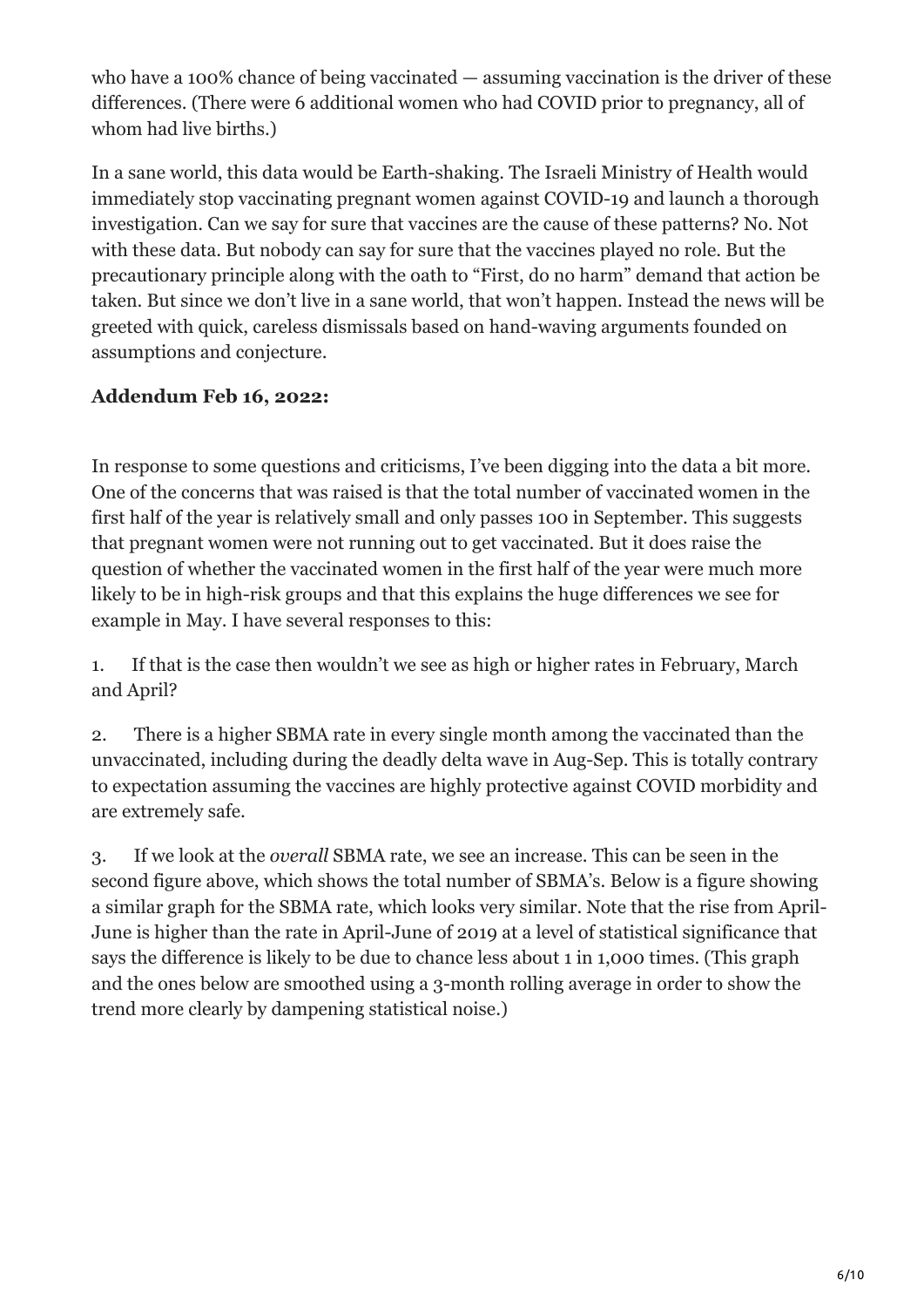who have a 100% chance of being vaccinated — assuming vaccination is the driver of these differences. (There were 6 additional women who had COVID prior to pregnancy, all of whom had live births.)

In a sane world, this data would be Earth-shaking. The Israeli Ministry of Health would immediately stop vaccinating pregnant women against COVID-19 and launch a thorough investigation. Can we say for sure that vaccines are the cause of these patterns? No. Not with these data. But nobody can say for sure that the vaccines played no role. But the precautionary principle along with the oath to "First, do no harm" demand that action be taken. But since we don't live in a sane world, that won't happen. Instead the news will be greeted with quick, careless dismissals based on hand-waving arguments founded on assumptions and conjecture.

**Addendum Feb 16, 2022:**

In response to some questions and criticisms, I've been digging into the data a bit more. One of the concerns that was raised is that the total number of vaccinated women in the first half of the year is relatively small and only passes 100 in September. This suggests that pregnant women were not running out to get vaccinated. But it does raise the question of whether the vaccinated women in the first half of the year were much more likely to be in high-risk groups and that this explains the huge differences we see for example in May. I have several responses to this:

1. If that is the case then wouldn't we see as high or higher rates in February, March and April?

2. There is a higher SBMA rate in every single month among the vaccinated than the unvaccinated, including during the deadly delta wave in Aug-Sep. This is totally contrary to expectation assuming the vaccines are highly protective against COVID morbidity and are extremely safe.

3. If we look at the *overall* SBMA rate, we see an increase. This can be seen in the second figure above, which shows the total number of SBMA's. Below is a figure showing a similar graph for the SBMA rate, which looks very similar. Note that the rise from April-June is higher than the rate in April-June of 2019 at a level of statistical significance that says the difference is likely to be due to chance less about 1 in 1,000 times. (This graph and the ones below are smoothed using a 3-month rolling average in order to show the trend more clearly by dampening statistical noise.)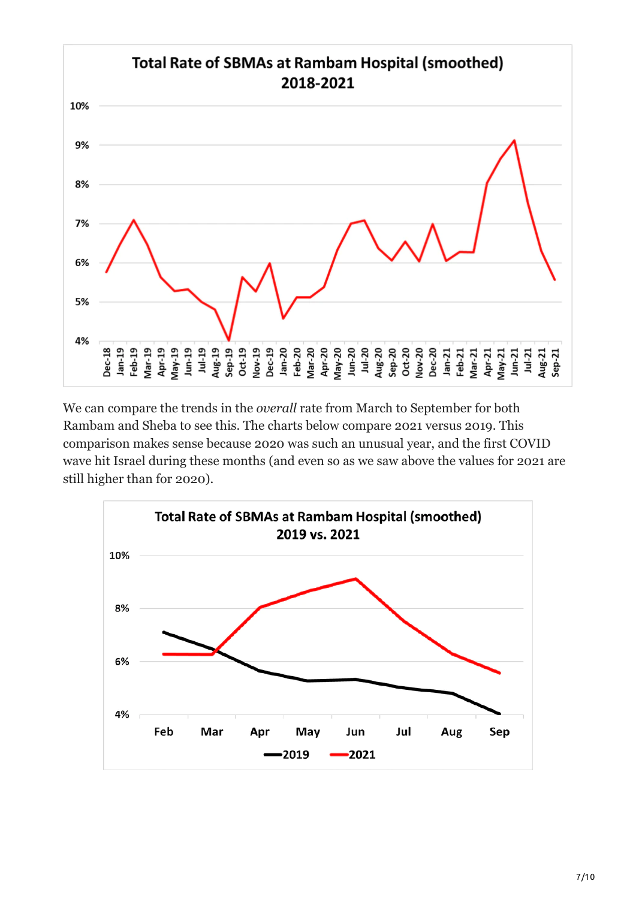We can compare the trends in the *overall* rate from March to September for both Rambam and Sheba to see this. The charts below compare 2021 versus 2019. This comparison makes sense because 2020 was such an unusual year, and the first COVID wave hit Israel during these months (and even so as we saw above the values for 2021 are still higher than for 2020).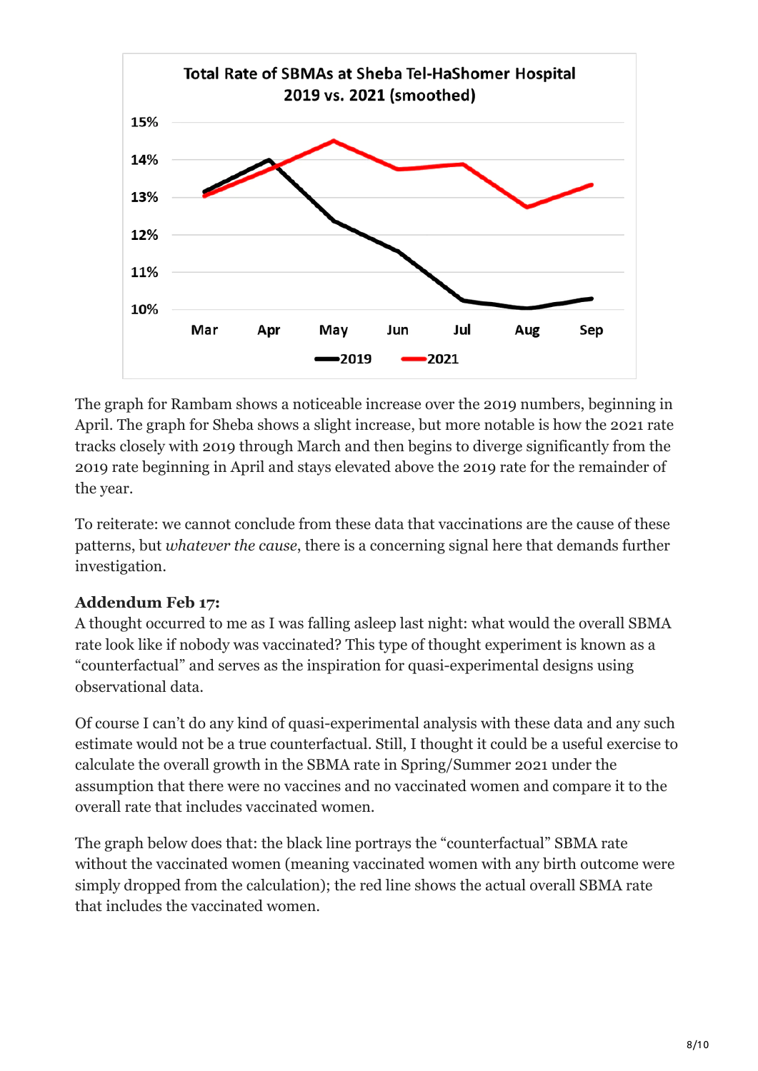The graph for Rambam shows a noticeable increase over the 2019 numbers, beginning in April. The graph for Sheba shows a slight increase, but more notable is how the 2021 rate tracks closely with 2019 through March and then begins to diverge significantly from the 2019 rate beginning in April and stays elevated above the 2019 rate for the remainder of the year.

To reiterate: we cannot conclude from these data that vaccinations are the cause of these patterns, but *whatever the cause*, there is a concerning signal here that demands further investigation.

**Addendum Feb 17:**
A thought occurred to me as I was falling asleep last night: what would the overall SBMA rate look like if nobody was vaccinated? This type of thought experiment is known as a "counterfactual" and serves as the inspiration for quasi-experimental designs using observational data.

Of course I can't do any kind of quasi-experimental analysis with these data and any such estimate would not be a true counterfactual. Still, I thought it could be a useful exercise to calculate the overall growth in the SBMA rate in Spring/Summer 2021 under the assumption that there were no vaccines and no vaccinated women and compare it to the overall rate that includes vaccinated women.

The graph below does that: the black line portrays the "counterfactual" SBMA rate without the vaccinated women (meaning vaccinated women with any birth outcome were simply dropped from the calculation); the red line shows the actual overall SBMA rate that includes the vaccinated women.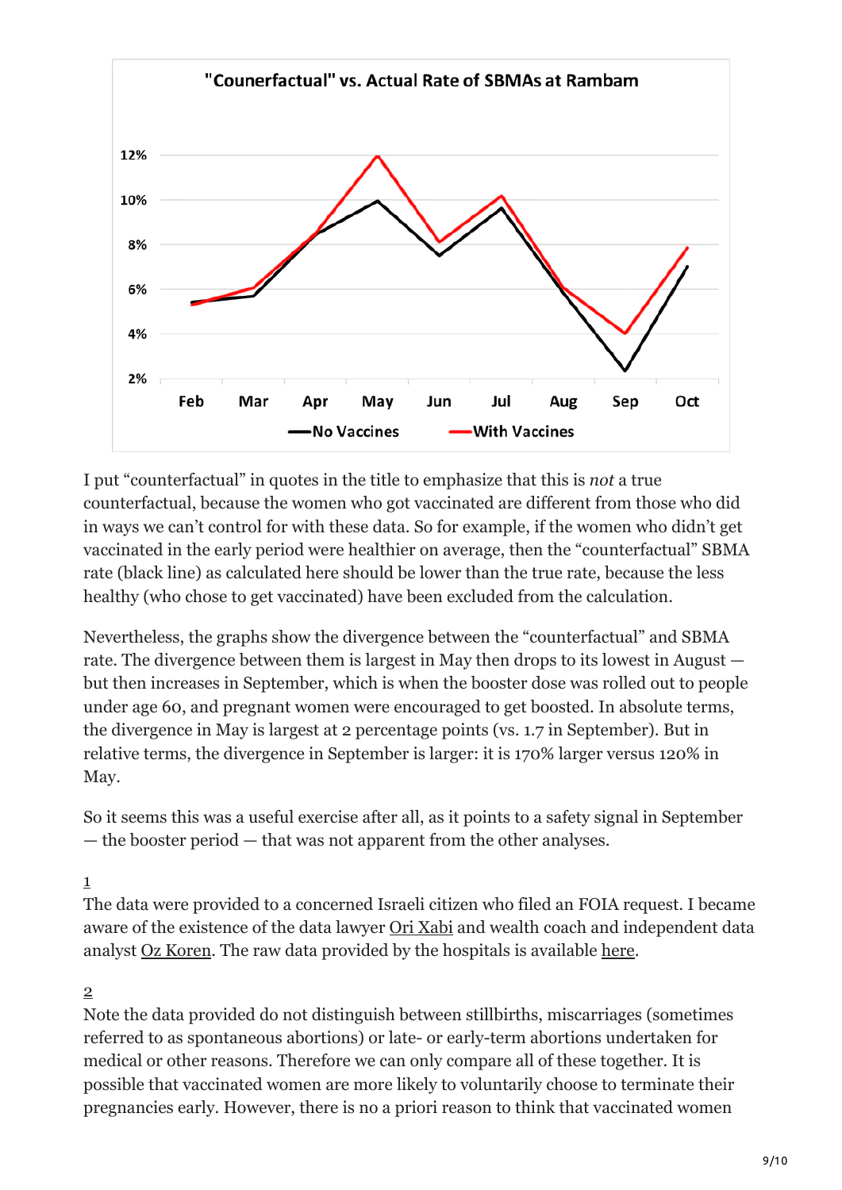"Counerfactual" vs. Actual Rate of SBMAs at Rambam

I put "counterfactual" in quotes in the title to emphasize that this is *not* a true counterfactual, because the women who got vaccinated are different from those who did in ways we can't control for with these data. So for example, if the women who didn't get vaccinated in the early period were healthier on average, then the "counterfactual" SBMA rate (black line) as calculated here should be lower than the true rate, because the less healthy (who chose to get vaccinated) have been excluded from the calculation.

Nevertheless, the graphs show the divergence between the "counterfactual" and SBMA rate. The divergence between them is largest in May then drops to its lowest in August — but then increases in September, which is when the booster dose was rolled out to people under age 60, and pregnant women were encouraged to get boosted. In absolute terms, the divergence in May is largest at 2 percentage points (vs. 1.7 in September). But in relative terms, the divergence in September is larger: it is 170% larger versus 120% in May.

So it seems this was a useful exercise after all, as it points to a safety signal in September — the booster period — that was not apparent from the other analyses.

1

The data were provided to a concerned Israeli citizen who filed an FOIA request. I became aware of the existence of the data lawyer Ori Xabi and wealth coach and independent data analyst Oz Koren. The raw data provided by the hospitals is available here.

2

Note the data provided do not distinguish between stillbirths, miscarriages (sometimes referred to as spontaneous abortions) or late- or early-term abortions undertaken for medical or other reasons. Therefore we can only compare all of these together. It is possible that vaccinated women are more likely to voluntarily choose to terminate their pregnancies early. However, there is no a priori reason to think that vaccinated women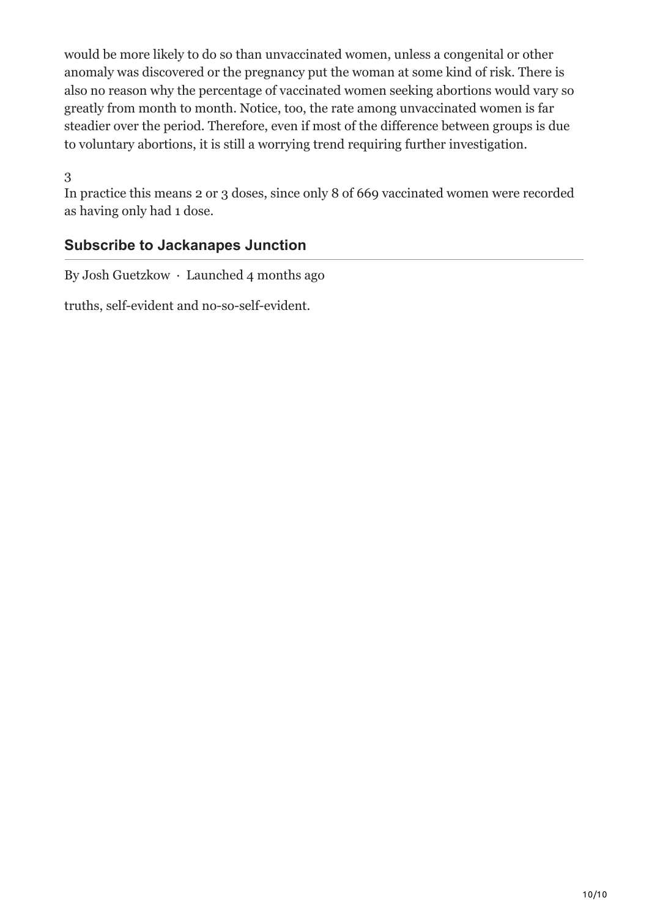would be more likely to do so than unvaccinated women, unless a congenital or other anomaly was discovered or the pregnancy put the woman at some kind of risk. There is also no reason why the percentage of vaccinated women seeking abortions would vary so greatly from month to month. Notice, too, the rate among unvaccinated women is far steadier over the period. Therefore, even if most of the difference between groups is due to voluntary abortions, it is still a worrying trend requiring further investigation.

3

In practice this means 2 or 3 doses, since only 8 of 669 vaccinated women were recorded as having only had 1 dose.

### Subscribe to Jackanapes Junction

By Josh Guetzkow · Launched 4 months ago

truths, self-evident and no-so-self-evident.